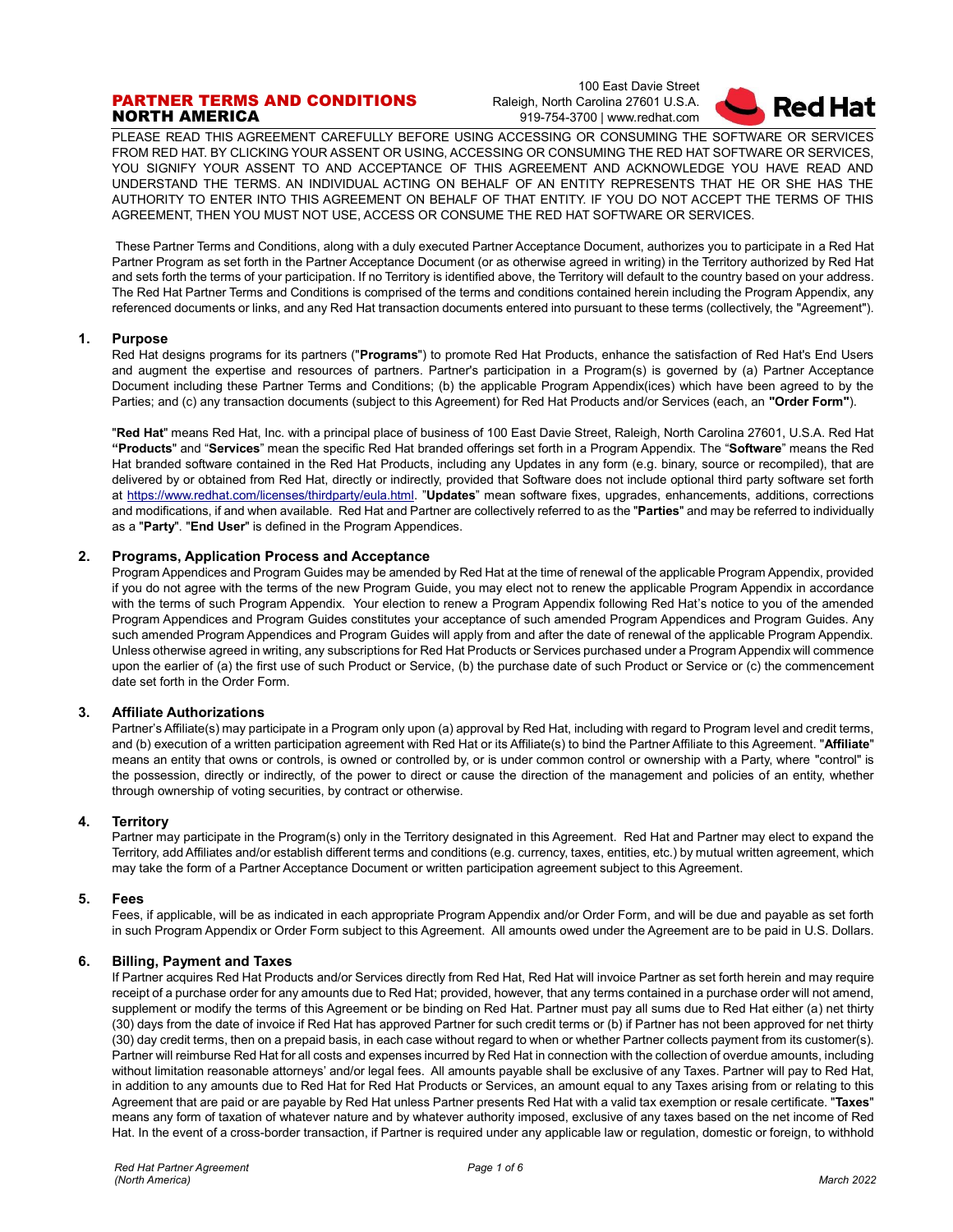# PARTNER TERMS AND CONDITIONS NORTH AMERICA

100 East Davie Street
Raleigh, North Carolina 27601 U.S.A.
919-754-3700 | www.redhat.com

PLEASE READ THIS AGREEMENT CAREFULLY BEFORE USING ACCESSING OR CONSUMING THE SOFTWARE OR SERVICES FROM RED HAT. BY CLICKING YOUR ASSENT OR USING, ACCESSING OR CONSUMING THE RED HAT SOFTWARE OR SERVICES, YOU SIGNIFY YOUR ASSENT TO AND ACCEPTANCE OF THIS AGREEMENT AND ACKNOWLEDGE YOU HAVE READ AND UNDERSTAND THE TERMS. AN INDIVIDUAL ACTING ON BEHALF OF AN ENTITY REPRESENTS THAT HE OR SHE HAS THE AUTHORITY TO ENTER INTO THIS AGREEMENT ON BEHALF OF THAT ENTITY. IF YOU DO NOT ACCEPT THE TERMS OF THIS AGREEMENT, THEN YOU MUST NOT USE, ACCESS OR CONSUME THE RED HAT SOFTWARE OR SERVICES.

These Partner Terms and Conditions, along with a duly executed Partner Acceptance Document, authorizes you to participate in a Red Hat Partner Program as set forth in the Partner Acceptance Document (or as otherwise agreed in writing) in the Territory authorized by Red Hat and sets forth the terms of your participation. If no Territory is identified above, the Territory will default to the country based on your address. The Red Hat Partner Terms and Conditions is comprised of the terms and conditions contained herein including the Program Appendix, any referenced documents or links, and any Red Hat transaction documents entered into pursuant to these terms (collectively, the "Agreement").

## 1. Purpose

Red Hat designs programs for its partners ("**Programs**") to promote Red Hat Products, enhance the satisfaction of Red Hat's End Users and augment the expertise and resources of partners. Partner's participation in a Program(s) is governed by (a) Partner Acceptance Document including these Partner Terms and Conditions; (b) the applicable Program Appendix(ices) which have been agreed to by the Parties; and (c) any transaction documents (subject to this Agreement) for Red Hat Products and/or Services (each, an **"Order Form"**).

"**Red Hat**" means Red Hat, Inc. with a principal place of business of 100 East Davie Street, Raleigh, North Carolina 27601, U.S.A. Red Hat **"Products**" and "**Services**" mean the specific Red Hat branded offerings set forth in a Program Appendix. The "**Software**" means the Red Hat branded software contained in the Red Hat Products, including any Updates in any form (e.g. binary, source or recompiled), that are delivered by or obtained from Red Hat, directly or indirectly, provided that Software does not include optional third party software set forth at https://www.redhat.com/licenses/thirdparty/eula.html. "**Updates**" mean software fixes, upgrades, enhancements, additions, corrections and modifications, if and when available. Red Hat and Partner are collectively referred to as the "**Parties**" and may be referred to individually as a "**Party**". "**End User**" is defined in the Program Appendices.

## 2. Programs, Application Process and Acceptance

Program Appendices and Program Guides may be amended by Red Hat at the time of renewal of the applicable Program Appendix, provided if you do not agree with the terms of the new Program Guide, you may elect not to renew the applicable Program Appendix in accordance with the terms of such Program Appendix. Your election to renew a Program Appendix following Red Hat's notice to you of the amended Program Appendices and Program Guides constitutes your acceptance of such amended Program Appendices and Program Guides. Any such amended Program Appendices and Program Guides will apply from and after the date of renewal of the applicable Program Appendix. Unless otherwise agreed in writing, any subscriptions for Red Hat Products or Services purchased under a Program Appendix will commence upon the earlier of (a) the first use of such Product or Service, (b) the purchase date of such Product or Service or (c) the commencement date set forth in the Order Form.

## 3. Affiliate Authorizations

Partner's Affiliate(s) may participate in a Program only upon (a) approval by Red Hat, including with regard to Program level and credit terms, and (b) execution of a written participation agreement with Red Hat or its Affiliate(s) to bind the Partner Affiliate to this Agreement. "**Affiliate**" means an entity that owns or controls, is owned or controlled by, or is under common control or ownership with a Party, where "control" is the possession, directly or indirectly, of the power to direct or cause the direction of the management and policies of an entity, whether through ownership of voting securities, by contract or otherwise.

## 4. Territory

Partner may participate in the Program(s) only in the Territory designated in this Agreement. Red Hat and Partner may elect to expand the Territory, add Affiliates and/or establish different terms and conditions (e.g. currency, taxes, entities, etc.) by mutual written agreement, which may take the form of a Partner Acceptance Document or written participation agreement subject to this Agreement.

## 5. Fees

Fees, if applicable, will be as indicated in each appropriate Program Appendix and/or Order Form, and will be due and payable as set forth in such Program Appendix or Order Form subject to this Agreement. All amounts owed under the Agreement are to be paid in U.S. Dollars.

## 6. Billing, Payment and Taxes

If Partner acquires Red Hat Products and/or Services directly from Red Hat, Red Hat will invoice Partner as set forth herein and may require receipt of a purchase order for any amounts due to Red Hat; provided, however, that any terms contained in a purchase order will not amend, supplement or modify the terms of this Agreement or be binding on Red Hat. Partner must pay all sums due to Red Hat either (a) net thirty (30) days from the date of invoice if Red Hat has approved Partner for such credit terms or (b) if Partner has not been approved for net thirty (30) day credit terms, then on a prepaid basis, in each case without regard to when or whether Partner collects payment from its customer(s). Partner will reimburse Red Hat for all costs and expenses incurred by Red Hat in connection with the collection of overdue amounts, including without limitation reasonable attorneys' and/or legal fees. All amounts payable shall be exclusive of any Taxes. Partner will pay to Red Hat, in addition to any amounts due to Red Hat for Red Hat Products or Services, an amount equal to any Taxes arising from or relating to this Agreement that are paid or are payable by Red Hat unless Partner presents Red Hat with a valid tax exemption or resale certificate. "**Taxes**" means any form of taxation of whatever nature and by whatever authority imposed, exclusive of any taxes based on the net income of Red Hat. In the event of a cross-border transaction, if Partner is required under any applicable law or regulation, domestic or foreign, to withhold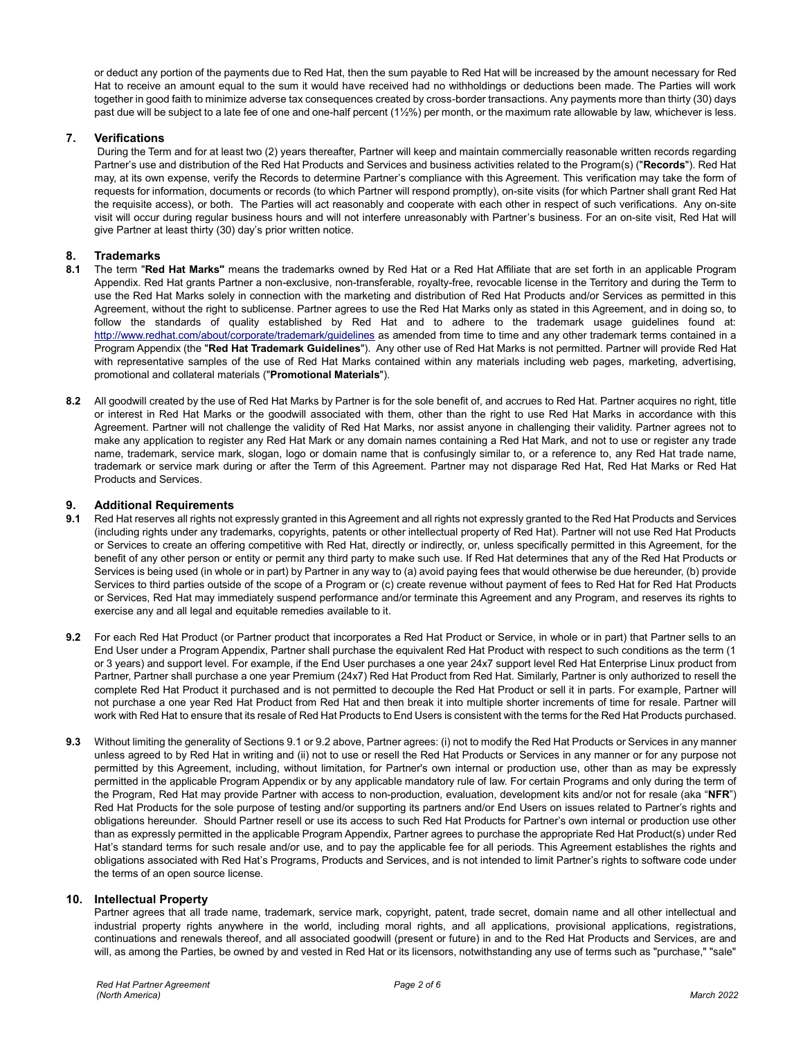or deduct any portion of the payments due to Red Hat, then the sum payable to Red Hat will be increased by the amount necessary for Red Hat to receive an amount equal to the sum it would have received had no withholdings or deductions been made. The Parties will work together in good faith to minimize adverse tax consequences created by cross-border transactions. Any payments more than thirty (30) days past due will be subject to a late fee of one and one-half percent (1½%) per month, or the maximum rate allowable by law, whichever is less.

## 7. Verifications

During the Term and for at least two (2) years thereafter, Partner will keep and maintain commercially reasonable written records regarding Partner's use and distribution of the Red Hat Products and Services and business activities related to the Program(s) ("**Records**"). Red Hat may, at its own expense, verify the Records to determine Partner's compliance with this Agreement. This verification may take the form of requests for information, documents or records (to which Partner will respond promptly), on-site visits (for which Partner shall grant Red Hat the requisite access), or both. The Parties will act reasonably and cooperate with each other in respect of such verifications. Any on-site visit will occur during regular business hours and will not interfere unreasonably with Partner's business. For an on-site visit, Red Hat will give Partner at least thirty (30) day's prior written notice.

## 8. Trademarks

**8.1** The term "**Red Hat Marks"** means the trademarks owned by Red Hat or a Red Hat Affiliate that are set forth in an applicable Program Appendix. Red Hat grants Partner a non-exclusive, non-transferable, royalty-free, revocable license in the Territory and during the Term to use the Red Hat Marks solely in connection with the marketing and distribution of Red Hat Products and/or Services as permitted in this Agreement, without the right to sublicense. Partner agrees to use the Red Hat Marks only as stated in this Agreement, and in doing so, to follow the standards of quality established by Red Hat and to adhere to the trademark usage guidelines found at: http://www.redhat.com/about/corporate/trademark/guidelines as amended from time to time and any other trademark terms contained in a Program Appendix (the "**Red Hat Trademark Guidelines**"). Any other use of Red Hat Marks is not permitted. Partner will provide Red Hat with representative samples of the use of Red Hat Marks contained within any materials including web pages, marketing, advertising, promotional and collateral materials ("**Promotional Materials**").

**8.2** All goodwill created by the use of Red Hat Marks by Partner is for the sole benefit of, and accrues to Red Hat. Partner acquires no right, title or interest in Red Hat Marks or the goodwill associated with them, other than the right to use Red Hat Marks in accordance with this Agreement. Partner will not challenge the validity of Red Hat Marks, nor assist anyone in challenging their validity. Partner agrees not to make any application to register any Red Hat Mark or any domain names containing a Red Hat Mark, and not to use or register any trade name, trademark, service mark, slogan, logo or domain name that is confusingly similar to, or a reference to, any Red Hat trade name, trademark or service mark during or after the Term of this Agreement. Partner may not disparage Red Hat, Red Hat Marks or Red Hat Products and Services.

## 9. Additional Requirements

**9.1** Red Hat reserves all rights not expressly granted in this Agreement and all rights not expressly granted to the Red Hat Products and Services (including rights under any trademarks, copyrights, patents or other intellectual property of Red Hat). Partner will not use Red Hat Products or Services to create an offering competitive with Red Hat, directly or indirectly, or, unless specifically permitted in this Agreement, for the benefit of any other person or entity or permit any third party to make such use. If Red Hat determines that any of the Red Hat Products or Services is being used (in whole or in part) by Partner in any way to (a) avoid paying fees that would otherwise be due hereunder, (b) provide Services to third parties outside of the scope of a Program or (c) create revenue without payment of fees to Red Hat for Red Hat Products or Services, Red Hat may immediately suspend performance and/or terminate this Agreement and any Program, and reserves its rights to exercise any and all legal and equitable remedies available to it.

**9.2** For each Red Hat Product (or Partner product that incorporates a Red Hat Product or Service, in whole or in part) that Partner sells to an End User under a Program Appendix, Partner shall purchase the equivalent Red Hat Product with respect to such conditions as the term (1 or 3 years) and support level. For example, if the End User purchases a one year 24x7 support level Red Hat Enterprise Linux product from Partner, Partner shall purchase a one year Premium (24x7) Red Hat Product from Red Hat. Similarly, Partner is only authorized to resell the complete Red Hat Product it purchased and is not permitted to decouple the Red Hat Product or sell it in parts. For example, Partner will not purchase a one year Red Hat Product from Red Hat and then break it into multiple shorter increments of time for resale. Partner will work with Red Hat to ensure that its resale of Red Hat Products to End Users is consistent with the terms for the Red Hat Products purchased.

**9.3** Without limiting the generality of Sections 9.1 or 9.2 above, Partner agrees: (i) not to modify the Red Hat Products or Services in any manner unless agreed to by Red Hat in writing and (ii) not to use or resell the Red Hat Products or Services in any manner or for any purpose not permitted by this Agreement, including, without limitation, for Partner's own internal or production use, other than as may be expressly permitted in the applicable Program Appendix or by any applicable mandatory rule of law. For certain Programs and only during the term of the Program, Red Hat may provide Partner with access to non-production, evaluation, development kits and/or not for resale (aka "**NFR**") Red Hat Products for the sole purpose of testing and/or supporting its partners and/or End Users on issues related to Partner's rights and obligations hereunder. Should Partner resell or use its access to such Red Hat Products for Partner's own internal or production use other than as expressly permitted in the applicable Program Appendix, Partner agrees to purchase the appropriate Red Hat Product(s) under Red Hat's standard terms for such resale and/or use, and to pay the applicable fee for all periods. This Agreement establishes the rights and obligations associated with Red Hat's Programs, Products and Services, and is not intended to limit Partner's rights to software code under the terms of an open source license.

## 10. Intellectual Property

Partner agrees that all trade name, trademark, service mark, copyright, patent, trade secret, domain name and all other intellectual and industrial property rights anywhere in the world, including moral rights, and all applications, provisional applications, registrations, continuations and renewals thereof, and all associated goodwill (present or future) in and to the Red Hat Products and Services, are and will, as among the Parties, be owned by and vested in Red Hat or its licensors, notwithstanding any use of terms such as "purchase," "sale"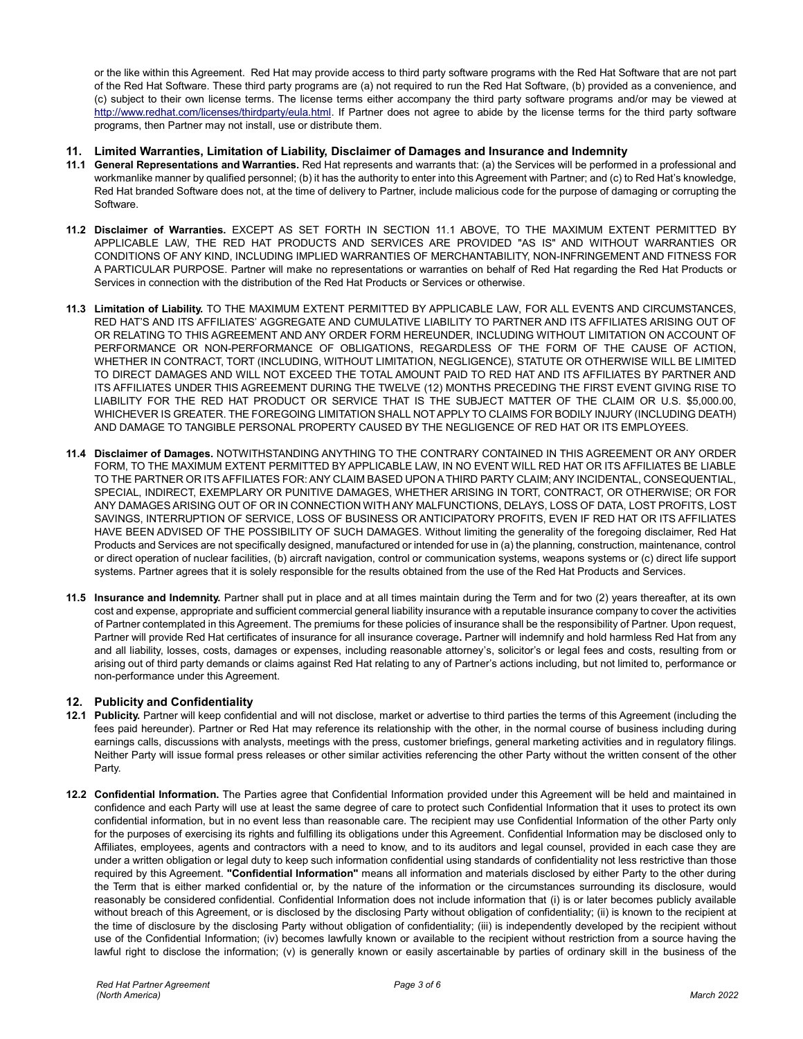or the like within this Agreement. Red Hat may provide access to third party software programs with the Red Hat Software that are not part of the Red Hat Software. These third party programs are (a) not required to run the Red Hat Software, (b) provided as a convenience, and (c) subject to their own license terms. The license terms either accompany the third party software programs and/or may be viewed at http://www.redhat.com/licenses/thirdparty/eula.html. If Partner does not agree to abide by the license terms for the third party software programs, then Partner may not install, use or distribute them.

## 11. Limited Warranties, Limitation of Liability, Disclaimer of Damages and Insurance and Indemnity

**11.1 General Representations and Warranties.** Red Hat represents and warrants that: (a) the Services will be performed in a professional and workmanlike manner by qualified personnel; (b) it has the authority to enter into this Agreement with Partner; and (c) to Red Hat's knowledge, Red Hat branded Software does not, at the time of delivery to Partner, include malicious code for the purpose of damaging or corrupting the Software.

**11.2 Disclaimer of Warranties.** EXCEPT AS SET FORTH IN SECTION 11.1 ABOVE, TO THE MAXIMUM EXTENT PERMITTED BY APPLICABLE LAW, THE RED HAT PRODUCTS AND SERVICES ARE PROVIDED "AS IS" AND WITHOUT WARRANTIES OR CONDITIONS OF ANY KIND, INCLUDING IMPLIED WARRANTIES OF MERCHANTABILITY, NON-INFRINGEMENT AND FITNESS FOR A PARTICULAR PURPOSE. Partner will make no representations or warranties on behalf of Red Hat regarding the Red Hat Products or Services in connection with the distribution of the Red Hat Products or Services or otherwise.

**11.3 Limitation of Liability.** TO THE MAXIMUM EXTENT PERMITTED BY APPLICABLE LAW, FOR ALL EVENTS AND CIRCUMSTANCES, RED HAT'S AND ITS AFFILIATES' AGGREGATE AND CUMULATIVE LIABILITY TO PARTNER AND ITS AFFILIATES ARISING OUT OF OR RELATING TO THIS AGREEMENT AND ANY ORDER FORM HEREUNDER, INCLUDING WITHOUT LIMITATION ON ACCOUNT OF PERFORMANCE OR NON-PERFORMANCE OF OBLIGATIONS, REGARDLESS OF THE FORM OF THE CAUSE OF ACTION, WHETHER IN CONTRACT, TORT (INCLUDING, WITHOUT LIMITATION, NEGLIGENCE), STATUTE OR OTHERWISE WILL BE LIMITED TO DIRECT DAMAGES AND WILL NOT EXCEED THE TOTAL AMOUNT PAID TO RED HAT AND ITS AFFILIATES BY PARTNER AND ITS AFFILIATES UNDER THIS AGREEMENT DURING THE TWELVE (12) MONTHS PRECEDING THE FIRST EVENT GIVING RISE TO LIABILITY FOR THE RED HAT PRODUCT OR SERVICE THAT IS THE SUBJECT MATTER OF THE CLAIM OR U.S. $5,000.00, WHICHEVER IS GREATER. THE FOREGOING LIMITATION SHALL NOT APPLY TO CLAIMS FOR BODILY INJURY (INCLUDING DEATH) AND DAMAGE TO TANGIBLE PERSONAL PROPERTY CAUSED BY THE NEGLIGENCE OF RED HAT OR ITS EMPLOYEES.

**11.4 Disclaimer of Damages.** NOTWITHSTANDING ANYTHING TO THE CONTRARY CONTAINED IN THIS AGREEMENT OR ANY ORDER FORM, TO THE MAXIMUM EXTENT PERMITTED BY APPLICABLE LAW, IN NO EVENT WILL RED HAT OR ITS AFFILIATES BE LIABLE TO THE PARTNER OR ITS AFFILIATES FOR: ANY CLAIM BASED UPON A THIRD PARTY CLAIM; ANY INCIDENTAL, CONSEQUENTIAL, SPECIAL, INDIRECT, EXEMPLARY OR PUNITIVE DAMAGES, WHETHER ARISING IN TORT, CONTRACT, OR OTHERWISE; OR FOR ANY DAMAGES ARISING OUT OF OR IN CONNECTION WITH ANY MALFUNCTIONS, DELAYS, LOSS OF DATA, LOST PROFITS, LOST SAVINGS, INTERRUPTION OF SERVICE, LOSS OF BUSINESS OR ANTICIPATORY PROFITS, EVEN IF RED HAT OR ITS AFFILIATES HAVE BEEN ADVISED OF THE POSSIBILITY OF SUCH DAMAGES. Without limiting the generality of the foregoing disclaimer, Red Hat Products and Services are not specifically designed, manufactured or intended for use in (a) the planning, construction, maintenance, control or direct operation of nuclear facilities, (b) aircraft navigation, control or communication systems, weapons systems or (c) direct life support systems. Partner agrees that it is solely responsible for the results obtained from the use of the Red Hat Products and Services.

**11.5 Insurance and Indemnity.** Partner shall put in place and at all times maintain during the Term and for two (2) years thereafter, at its own cost and expense, appropriate and sufficient commercial general liability insurance with a reputable insurance company to cover the activities of Partner contemplated in this Agreement. The premiums for these policies of insurance shall be the responsibility of Partner. Upon request, Partner will provide Red Hat certificates of insurance for all insurance coverage**.** Partner will indemnify and hold harmless Red Hat from any and all liability, losses, costs, damages or expenses, including reasonable attorney's, solicitor's or legal fees and costs, resulting from or arising out of third party demands or claims against Red Hat relating to any of Partner's actions including, but not limited to, performance or non-performance under this Agreement.

## 12. Publicity and Confidentiality

**12.1 Publicity.** Partner will keep confidential and will not disclose, market or advertise to third parties the terms of this Agreement (including the fees paid hereunder). Partner or Red Hat may reference its relationship with the other, in the normal course of business including during earnings calls, discussions with analysts, meetings with the press, customer briefings, general marketing activities and in regulatory filings. Neither Party will issue formal press releases or other similar activities referencing the other Party without the written consent of the other Party.

**12.2 Confidential Information.** The Parties agree that Confidential Information provided under this Agreement will be held and maintained in confidence and each Party will use at least the same degree of care to protect such Confidential Information that it uses to protect its own confidential information, but in no event less than reasonable care. The recipient may use Confidential Information of the other Party only for the purposes of exercising its rights and fulfilling its obligations under this Agreement. Confidential Information may be disclosed only to Affiliates, employees, agents and contractors with a need to know, and to its auditors and legal counsel, provided in each case they are under a written obligation or legal duty to keep such information confidential using standards of confidentiality not less restrictive than those required by this Agreement. **"Confidential Information"** means all information and materials disclosed by either Party to the other during the Term that is either marked confidential or, by the nature of the information or the circumstances surrounding its disclosure, would reasonably be considered confidential. Confidential Information does not include information that (i) is or later becomes publicly available without breach of this Agreement, or is disclosed by the disclosing Party without obligation of confidentiality; (ii) is known to the recipient at the time of disclosure by the disclosing Party without obligation of confidentiality; (iii) is independently developed by the recipient without use of the Confidential Information; (iv) becomes lawfully known or available to the recipient without restriction from a source having the lawful right to disclose the information; (v) is generally known or easily ascertainable by parties of ordinary skill in the business of the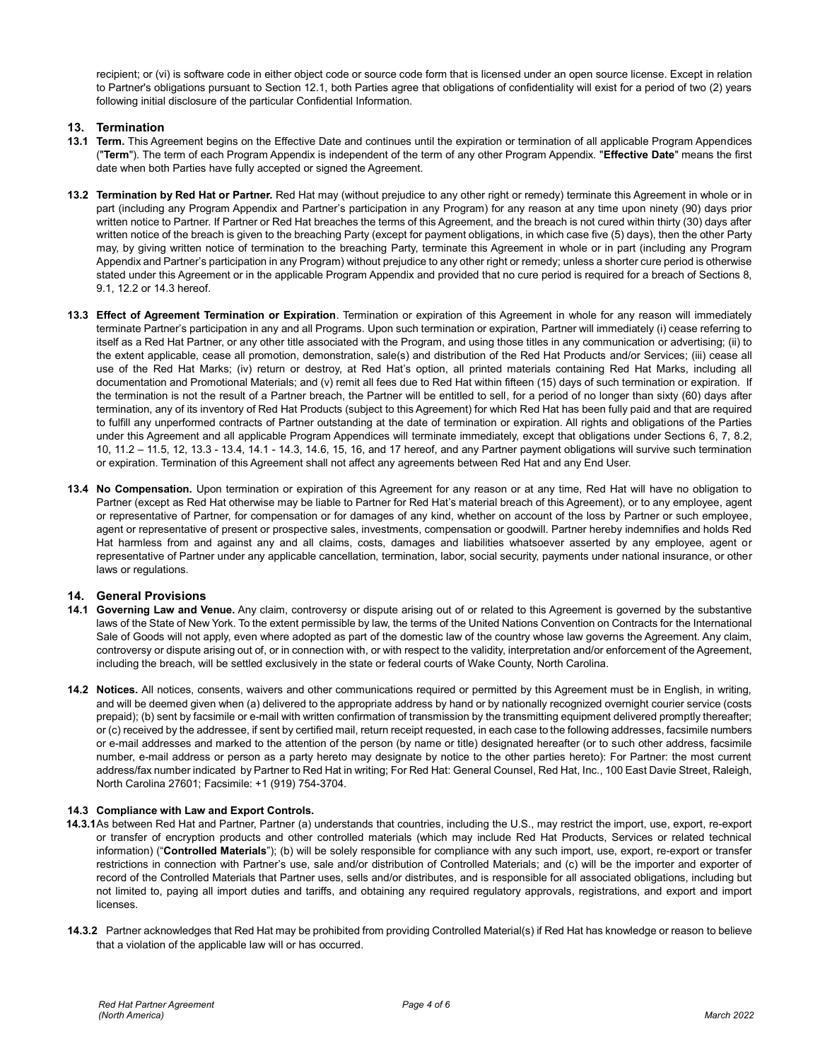recipient; or (vi) is software code in either object code or source code form that is licensed under an open source license. Except in relation to Partner's obligations pursuant to Section 12.1, both Parties agree that obligations of confidentiality will exist for a period of two (2) years following initial disclosure of the particular Confidential Information.

## 13. Termination

**13.1 Term.** This Agreement begins on the Effective Date and continues until the expiration or termination of all applicable Program Appendices ("**Term**"). The term of each Program Appendix is independent of the term of any other Program Appendix. "**Effective Date**" means the first date when both Parties have fully accepted or signed the Agreement.

**13.2 Termination by Red Hat or Partner.** Red Hat may (without prejudice to any other right or remedy) terminate this Agreement in whole or in part (including any Program Appendix and Partner's participation in any Program) for any reason at any time upon ninety (90) days prior written notice to Partner. If Partner or Red Hat breaches the terms of this Agreement, and the breach is not cured within thirty (30) days after written notice of the breach is given to the breaching Party (except for payment obligations, in which case five (5) days), then the other Party may, by giving written notice of termination to the breaching Party, terminate this Agreement in whole or in part (including any Program Appendix and Partner's participation in any Program) without prejudice to any other right or remedy; unless a shorter cure period is otherwise stated under this Agreement or in the applicable Program Appendix and provided that no cure period is required for a breach of Sections 8, 9.1, 12.2 or 14.3 hereof.

**13.3 Effect of Agreement Termination or Expiration**. Termination or expiration of this Agreement in whole for any reason will immediately terminate Partner's participation in any and all Programs. Upon such termination or expiration, Partner will immediately (i) cease referring to itself as a Red Hat Partner, or any other title associated with the Program, and using those titles in any communication or advertising; (ii) to the extent applicable, cease all promotion, demonstration, sale(s) and distribution of the Red Hat Products and/or Services; (iii) cease all use of the Red Hat Marks; (iv) return or destroy, at Red Hat's option, all printed materials containing Red Hat Marks, including all documentation and Promotional Materials; and (v) remit all fees due to Red Hat within fifteen (15) days of such termination or expiration. If the termination is not the result of a Partner breach, the Partner will be entitled to sell, for a period of no longer than sixty (60) days after termination, any of its inventory of Red Hat Products (subject to this Agreement) for which Red Hat has been fully paid and that are required to fulfill any unperformed contracts of Partner outstanding at the date of termination or expiration. All rights and obligations of the Parties under this Agreement and all applicable Program Appendices will terminate immediately, except that obligations under Sections 6, 7, 8.2, 10, 11.2 – 11.5, 12, 13.3 - 13.4, 14.1 - 14.3, 14.6, 15, 16, and 17 hereof, and any Partner payment obligations will survive such termination or expiration. Termination of this Agreement shall not affect any agreements between Red Hat and any End User.

**13.4 No Compensation.** Upon termination or expiration of this Agreement for any reason or at any time, Red Hat will have no obligation to Partner (except as Red Hat otherwise may be liable to Partner for Red Hat's material breach of this Agreement), or to any employee, agent or representative of Partner, for compensation or for damages of any kind, whether on account of the loss by Partner or such employee, agent or representative of present or prospective sales, investments, compensation or goodwill. Partner hereby indemnifies and holds Red Hat harmless from and against any and all claims, costs, damages and liabilities whatsoever asserted by any employee, agent or representative of Partner under any applicable cancellation, termination, labor, social security, payments under national insurance, or other laws or regulations.

## 14. General Provisions

**14.1 Governing Law and Venue.** Any claim, controversy or dispute arising out of or related to this Agreement is governed by the substantive laws of the State of New York. To the extent permissible by law, the terms of the United Nations Convention on Contracts for the International Sale of Goods will not apply, even where adopted as part of the domestic law of the country whose law governs the Agreement. Any claim, controversy or dispute arising out of, or in connection with, or with respect to the validity, interpretation and/or enforcement of the Agreement, including the breach, will be settled exclusively in the state or federal courts of Wake County, North Carolina.

**14.2 Notices.** All notices, consents, waivers and other communications required or permitted by this Agreement must be in English, in writing, and will be deemed given when (a) delivered to the appropriate address by hand or by nationally recognized overnight courier service (costs prepaid); (b) sent by facsimile or e-mail with written confirmation of transmission by the transmitting equipment delivered promptly thereafter; or (c) received by the addressee, if sent by certified mail, return receipt requested, in each case to the following addresses, facsimile numbers or e-mail addresses and marked to the attention of the person (by name or title) designated hereafter (or to such other address, facsimile number, e-mail address or person as a party hereto may designate by notice to the other parties hereto): For Partner: the most current address/fax number indicated by Partner to Red Hat in writing; For Red Hat: General Counsel, Red Hat, Inc., 100 East Davie Street, Raleigh, North Carolina 27601; Facsimile: +1 (919) 754-3704.

**14.3 Compliance with Law and Export Controls.**

**14.3.1** As between Red Hat and Partner, Partner (a) understands that countries, including the U.S., may restrict the import, use, export, re-export or transfer of encryption products and other controlled materials (which may include Red Hat Products, Services or related technical information) ("**Controlled Materials**"); (b) will be solely responsible for compliance with any such import, use, export, re-export or transfer restrictions in connection with Partner's use, sale and/or distribution of Controlled Materials; and (c) will be the importer and exporter of record of the Controlled Materials that Partner uses, sells and/or distributes, and is responsible for all associated obligations, including but not limited to, paying all import duties and tariffs, and obtaining any required regulatory approvals, registrations, and export and import licenses.

**14.3.2** Partner acknowledges that Red Hat may be prohibited from providing Controlled Material(s) if Red Hat has knowledge or reason to believe that a violation of the applicable law will or has occurred.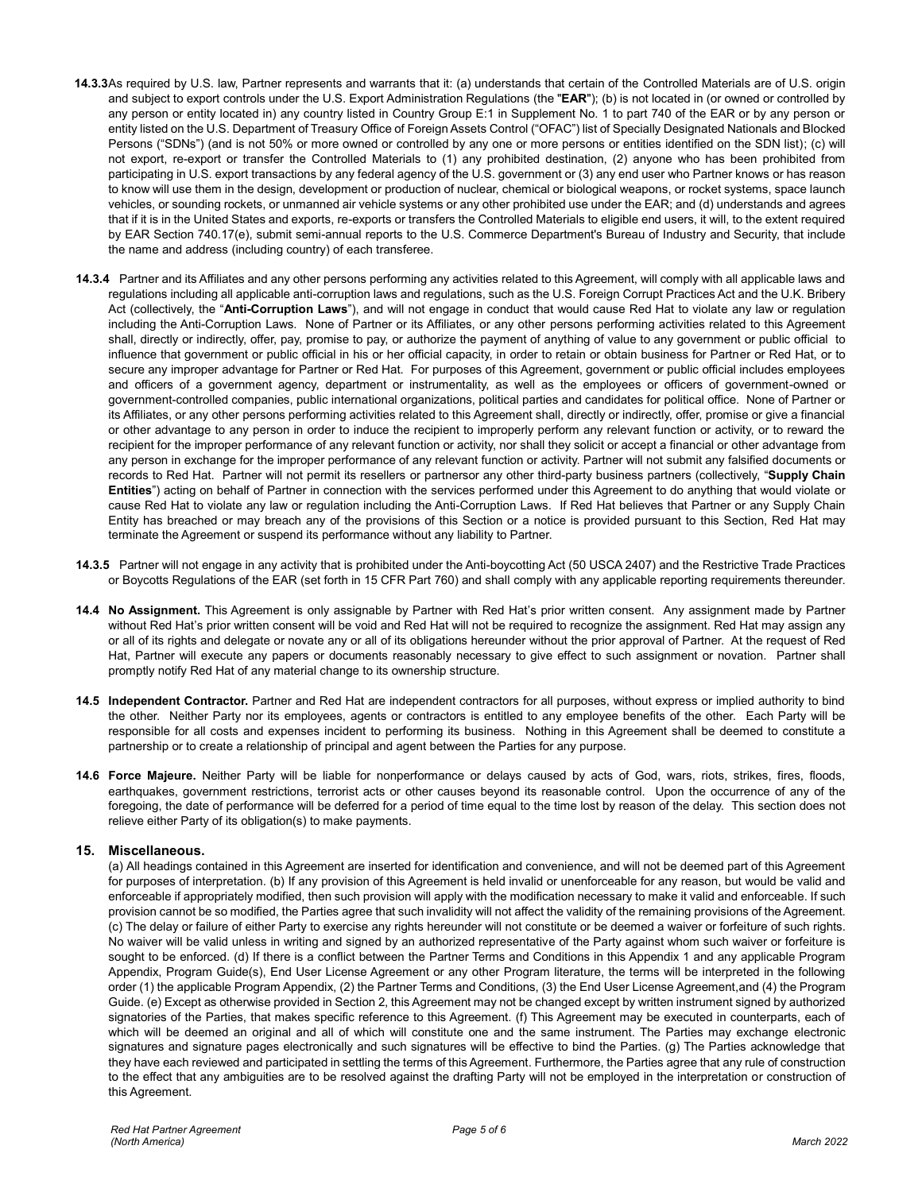**14.3.3** As required by U.S. law, Partner represents and warrants that it: (a) understands that certain of the Controlled Materials are of U.S. origin and subject to export controls under the U.S. Export Administration Regulations (the "**EAR**"); (b) is not located in (or owned or controlled by any person or entity located in) any country listed in Country Group E:1 in Supplement No. 1 to part 740 of the EAR or by any person or entity listed on the U.S. Department of Treasury Office of Foreign Assets Control ("OFAC") list of Specially Designated Nationals and Blocked Persons ("SDNs") (and is not 50% or more owned or controlled by any one or more persons or entities identified on the SDN list); (c) will not export, re-export or transfer the Controlled Materials to (1) any prohibited destination, (2) anyone who has been prohibited from participating in U.S. export transactions by any federal agency of the U.S. government or (3) any end user who Partner knows or has reason to know will use them in the design, development or production of nuclear, chemical or biological weapons, or rocket systems, space launch vehicles, or sounding rockets, or unmanned air vehicle systems or any other prohibited use under the EAR; and (d) understands and agrees that if it is in the United States and exports, re-exports or transfers the Controlled Materials to eligible end users, it will, to the extent required by EAR Section 740.17(e), submit semi-annual reports to the U.S. Commerce Department's Bureau of Industry and Security, that include the name and address (including country) of each transferee.

**14.3.4** Partner and its Affiliates and any other persons performing any activities related to this Agreement, will comply with all applicable laws and regulations including all applicable anti-corruption laws and regulations, such as the U.S. Foreign Corrupt Practices Act and the U.K. Bribery Act (collectively, the "**Anti-Corruption Laws**"), and will not engage in conduct that would cause Red Hat to violate any law or regulation including the Anti-Corruption Laws. None of Partner or its Affiliates, or any other persons performing activities related to this Agreement shall, directly or indirectly, offer, pay, promise to pay, or authorize the payment of anything of value to any government or public official to influence that government or public official in his or her official capacity, in order to retain or obtain business for Partner or Red Hat, or to secure any improper advantage for Partner or Red Hat. For purposes of this Agreement, government or public official includes employees and officers of a government agency, department or instrumentality, as well as the employees or officers of government-owned or government-controlled companies, public international organizations, political parties and candidates for political office. None of Partner or its Affiliates, or any other persons performing activities related to this Agreement shall, directly or indirectly, offer, promise or give a financial or other advantage to any person in order to induce the recipient to improperly perform any relevant function or activity, or to reward the recipient for the improper performance of any relevant function or activity, nor shall they solicit or accept a financial or other advantage from any person in exchange for the improper performance of any relevant function or activity. Partner will not submit any falsified documents or records to Red Hat. Partner will not permit its resellers or partnersor any other third-party business partners (collectively, "**Supply Chain Entities**") acting on behalf of Partner in connection with the services performed under this Agreement to do anything that would violate or cause Red Hat to violate any law or regulation including the Anti-Corruption Laws. If Red Hat believes that Partner or any Supply Chain Entity has breached or may breach any of the provisions of this Section or a notice is provided pursuant to this Section, Red Hat may terminate the Agreement or suspend its performance without any liability to Partner.

**14.3.5** Partner will not engage in any activity that is prohibited under the Anti-boycotting Act (50 USCA 2407) and the Restrictive Trade Practices or Boycotts Regulations of the EAR (set forth in 15 CFR Part 760) and shall comply with any applicable reporting requirements thereunder.

**14.4 No Assignment.** This Agreement is only assignable by Partner with Red Hat's prior written consent. Any assignment made by Partner without Red Hat's prior written consent will be void and Red Hat will not be required to recognize the assignment. Red Hat may assign any or all of its rights and delegate or novate any or all of its obligations hereunder without the prior approval of Partner. At the request of Red Hat, Partner will execute any papers or documents reasonably necessary to give effect to such assignment or novation. Partner shall promptly notify Red Hat of any material change to its ownership structure.

**14.5 Independent Contractor.** Partner and Red Hat are independent contractors for all purposes, without express or implied authority to bind the other. Neither Party nor its employees, agents or contractors is entitled to any employee benefits of the other. Each Party will be responsible for all costs and expenses incident to performing its business. Nothing in this Agreement shall be deemed to constitute a partnership or to create a relationship of principal and agent between the Parties for any purpose.

**14.6 Force Majeure.** Neither Party will be liable for nonperformance or delays caused by acts of God, wars, riots, strikes, fires, floods, earthquakes, government restrictions, terrorist acts or other causes beyond its reasonable control. Upon the occurrence of any of the foregoing, the date of performance will be deferred for a period of time equal to the time lost by reason of the delay. This section does not relieve either Party of its obligation(s) to make payments.

## 15. Miscellaneous.

(a) All headings contained in this Agreement are inserted for identification and convenience, and will not be deemed part of this Agreement for purposes of interpretation. (b) If any provision of this Agreement is held invalid or unenforceable for any reason, but would be valid and enforceable if appropriately modified, then such provision will apply with the modification necessary to make it valid and enforceable. If such provision cannot be so modified, the Parties agree that such invalidity will not affect the validity of the remaining provisions of the Agreement. (c) The delay or failure of either Party to exercise any rights hereunder will not constitute or be deemed a waiver or forfeiture of such rights. No waiver will be valid unless in writing and signed by an authorized representative of the Party against whom such waiver or forfeiture is sought to be enforced. (d) If there is a conflict between the Partner Terms and Conditions in this Appendix 1 and any applicable Program Appendix, Program Guide(s), End User License Agreement or any other Program literature, the terms will be interpreted in the following order (1) the applicable Program Appendix, (2) the Partner Terms and Conditions, (3) the End User License Agreement,and (4) the Program Guide. (e) Except as otherwise provided in Section 2, this Agreement may not be changed except by written instrument signed by authorized signatories of the Parties, that makes specific reference to this Agreement. (f) This Agreement may be executed in counterparts, each of which will be deemed an original and all of which will constitute one and the same instrument. The Parties may exchange electronic signatures and signature pages electronically and such signatures will be effective to bind the Parties. (g) The Parties acknowledge that they have each reviewed and participated in settling the terms of this Agreement. Furthermore, the Parties agree that any rule of construction to the effect that any ambiguities are to be resolved against the drafting Party will not be employed in the interpretation or construction of this Agreement.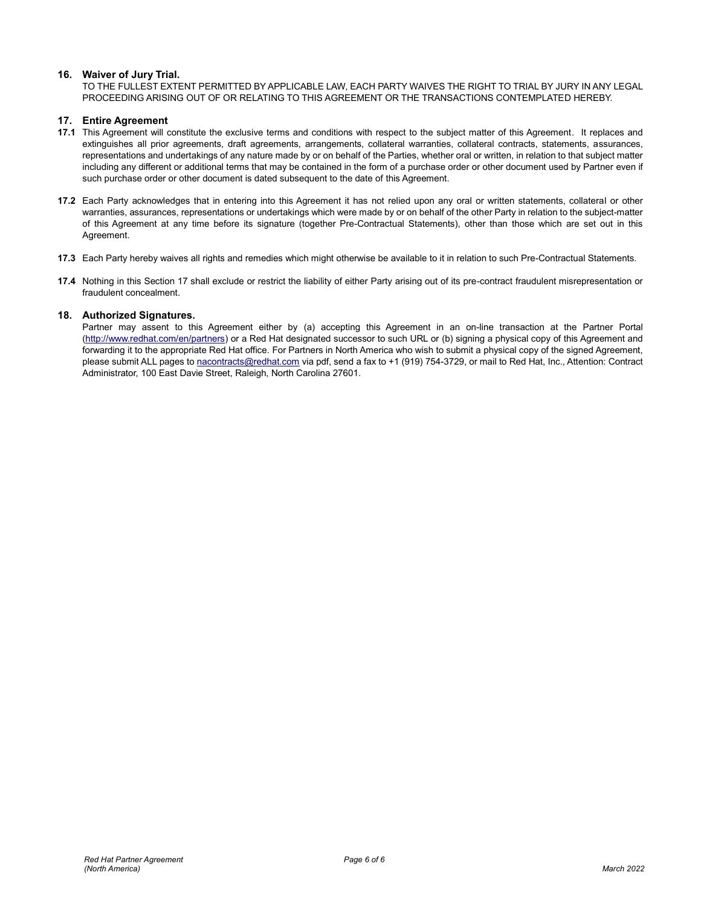### 16. Waiver of Jury Trial.

TO THE FULLEST EXTENT PERMITTED BY APPLICABLE LAW, EACH PARTY WAIVES THE RIGHT TO TRIAL BY JURY IN ANY LEGAL PROCEEDING ARISING OUT OF OR RELATING TO THIS AGREEMENT OR THE TRANSACTIONS CONTEMPLATED HEREBY.

### 17. Entire Agreement

**17.1** This Agreement will constitute the exclusive terms and conditions with respect to the subject matter of this Agreement. It replaces and extinguishes all prior agreements, draft agreements, arrangements, collateral warranties, collateral contracts, statements, assurances, representations and undertakings of any nature made by or on behalf of the Parties, whether oral or written, in relation to that subject matter including any different or additional terms that may be contained in the form of a purchase order or other document used by Partner even if such purchase order or other document is dated subsequent to the date of this Agreement.

**17.2** Each Party acknowledges that in entering into this Agreement it has not relied upon any oral or written statements, collateral or other warranties, assurances, representations or undertakings which were made by or on behalf of the other Party in relation to the subject-matter of this Agreement at any time before its signature (together Pre-Contractual Statements), other than those which are set out in this Agreement.

**17.3** Each Party hereby waives all rights and remedies which might otherwise be available to it in relation to such Pre-Contractual Statements.

**17.4** Nothing in this Section 17 shall exclude or restrict the liability of either Party arising out of its pre-contract fraudulent misrepresentation or fraudulent concealment.

### 18. Authorized Signatures.

Partner may assent to this Agreement either by (a) accepting this Agreement in an on-line transaction at the Partner Portal (http://www.redhat.com/en/partners) or a Red Hat designated successor to such URL or (b) signing a physical copy of this Agreement and forwarding it to the appropriate Red Hat office. For Partners in North America who wish to submit a physical copy of the signed Agreement, please submit ALL pages to nacontracts@redhat.com via pdf, send a fax to +1 (919) 754-3729, or mail to Red Hat, Inc., Attention: Contract Administrator, 100 East Davie Street, Raleigh, North Carolina 27601.